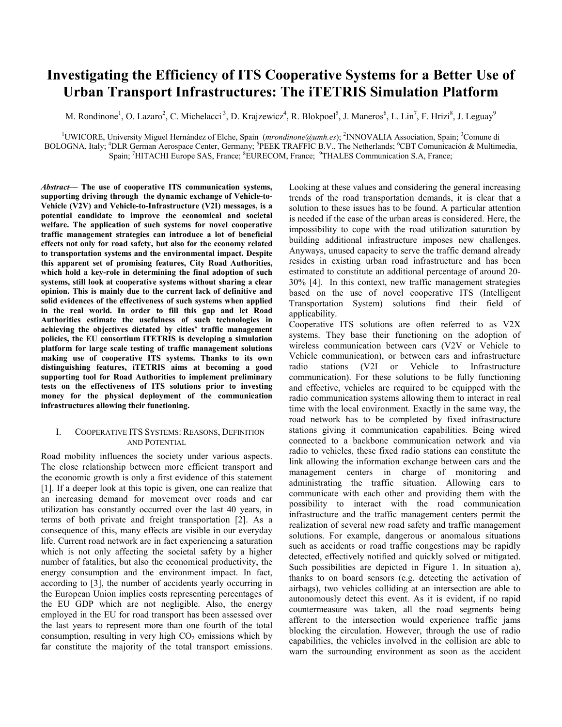# Investigating the Efficiency of ITS Cooperative Systems for a Better Use of Urban Transport Infrastructures: The iTETRIS Simulation Platform

M. Rondinone[1], O. Lazaro[2], C. Michelacci[3], D. Krajzewicz[4], R. Blokpoel[5], J. Maneros[6], L. Lin[7], F. Hrizi[8], J. Leguay[9]

[1]UWICORE, University Miguel Hernández of Elche, Spain (*mrondinone@umh.es*); [2]INNOVALIA Association, Spain; [3]Comune di BOLOGNA, Italy; [4]DLR German Aerospace Center, Germany; [5]PEEK TRAFFIC B.V., The Netherlands; [6]CBT Comunicación & Multimedia, Spain; [7]HITACHI Europe SAS, France; [8]EURECOM, France; [9]THALES Communication S.A, France;

***Abstract*— The use of cooperative ITS communication systems, supporting driving through the dynamic exchange of Vehicle-to-Vehicle (V2V) and Vehicle-to-Infrastructure (V2I) messages, is a potential candidate to improve the economical and societal welfare. The application of such systems for novel cooperative traffic management strategies can introduce a lot of beneficial effects not only for road safety, but also for the economy related to transportation systems and the environmental impact. Despite this apparent set of promising features, City Road Authorities, which hold a key-role in determining the final adoption of such systems, still look at cooperative systems without sharing a clear opinion. This is mainly due to the current lack of definitive and solid evidences of the effectiveness of such systems when applied in the real world. In order to fill this gap and let Road Authorities estimate the usefulness of such technologies in achieving the objectives dictated by cities' traffic management policies, the EU consortium iTETRIS is developing a simulation platform for large scale testing of traffic management solutions making use of cooperative ITS systems. Thanks to its own distinguishing features, iTETRIS aims at becoming a good supporting tool for Road Authorities to implement preliminary tests on the effectiveness of ITS solutions prior to investing money for the physical deployment of the communication infrastructures allowing their functioning.**

## I. Cooperative ITS Systems: Reasons, Definition and Potential

Road mobility influences the society under various aspects. The close relationship between more efficient transport and the economic growth is only a first evidence of this statement [1]. If a deeper look at this topic is given, one can realize that an increasing demand for movement over roads and car utilization has constantly occurred over the last 40 years, in terms of both private and freight transportation [2]. As a consequence of this, many effects are visible in our everyday life. Current road network are in fact experiencing a saturation which is not only affecting the societal safety by a higher number of fatalities, but also the economical productivity, the energy consumption and the environment impact. In fact, according to [3], the number of accidents yearly occurring in the European Union implies costs representing percentages of the EU GDP which are not negligible. Also, the energy employed in the EU for road transport has been assessed over the last years to represent more than one fourth of the total consumption, resulting in very high $CO_2$ emissions which by far constitute the majority of the total transport emissions. Looking at these values and considering the general increasing trends of the road transportation demands, it is clear that a solution to these issues has to be found. A particular attention is needed if the case of the urban areas is considered. Here, the impossibility to cope with the road utilization saturation by building additional infrastructure imposes new challenges. Anyways, unused capacity to serve the traffic demand already resides in existing urban road infrastructure and has been estimated to constitute an additional percentage of around 20-30% [4]. In this context, new traffic management strategies based on the use of novel cooperative ITS (Intelligent Transportation System) solutions find their field of applicability.

Cooperative ITS solutions are often referred to as V2X systems. They base their functioning on the adoption of wireless communication between cars (V2V or Vehicle to Vehicle communication), or between cars and infrastructure radio stations (V2I or Vehicle to Infrastructure communication). For these solutions to be fully functioning and effective, vehicles are required to be equipped with the radio communication systems allowing them to interact in real time with the local environment. Exactly in the same way, the road network has to be completed by fixed infrastructure stations giving it communication capabilities. Being wired connected to a backbone communication network and via radio to vehicles, these fixed radio stations can constitute the link allowing the information exchange between cars and the management centers in charge of monitoring and administrating the traffic situation. Allowing cars to communicate with each other and providing them with the possibility to interact with the road communication infrastructure and the traffic management centers permit the realization of several new road safety and traffic management solutions. For example, dangerous or anomalous situations such as accidents or road traffic congestions may be rapidly detected, effectively notified and quickly solved or mitigated. Such possibilities are depicted in Figure 1. In situation a), thanks to on board sensors (e.g. detecting the activation of airbags), two vehicles colliding at an intersection are able to autonomously detect this event. As it is evident, if no rapid countermeasure was taken, all the road segments being afferent to the intersection would experience traffic jams blocking the circulation. However, through the use of radio capabilities, the vehicles involved in the collision are able to warn the surrounding environment as soon as the accident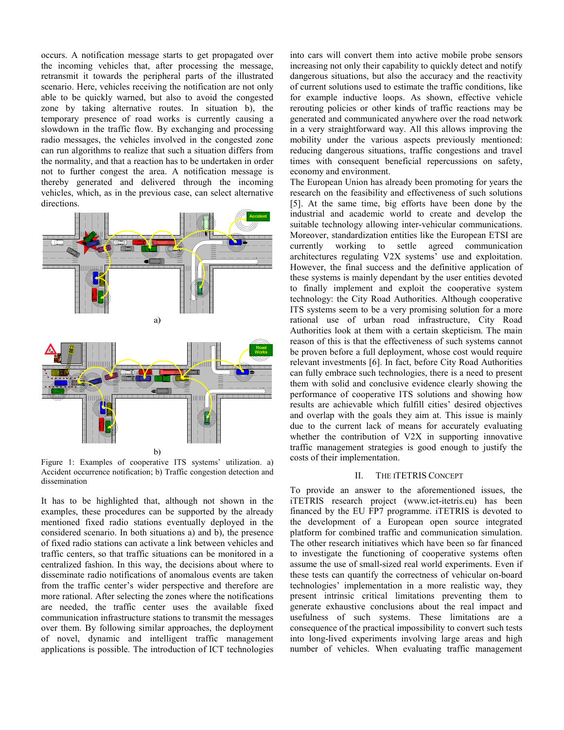occurs. A notification message starts to get propagated over the incoming vehicles that, after processing the message, retransmit it towards the peripheral parts of the illustrated scenario. Here, vehicles receiving the notification are not only able to be quickly warned, but also to avoid the congested zone by taking alternative routes. In situation b), the temporary presence of road works is currently causing a slowdown in the traffic flow. By exchanging and processing radio messages, the vehicles involved in the congested zone can run algorithms to realize that such a situation differs from the normality, and that a reaction has to be undertaken in order not to further congest the area. A notification message is thereby generated and delivered through the incoming vehicles, which, as in the previous case, can select alternative directions.

Figure 1: Examples of cooperative ITS systems' utilization. a) Accident occurrence notification; b) Traffic congestion detection and dissemination

It has to be highlighted that, although not shown in the examples, these procedures can be supported by the already mentioned fixed radio stations eventually deployed in the considered scenario. In both situations a) and b), the presence of fixed radio stations can activate a link between vehicles and traffic centers, so that traffic situations can be monitored in a centralized fashion. In this way, the decisions about where to disseminate radio notifications of anomalous events are taken from the traffic center's wider perspective and therefore are more rational. After selecting the zones where the notifications are needed, the traffic center uses the available fixed communication infrastructure stations to transmit the messages over them. By following similar approaches, the deployment of novel, dynamic and intelligent traffic management applications is possible. The introduction of ICT technologies into cars will convert them into active mobile probe sensors increasing not only their capability to quickly detect and notify dangerous situations, but also the accuracy and the reactivity of current solutions used to estimate the traffic conditions, like for example inductive loops. As shown, effective vehicle rerouting policies or other kinds of traffic reactions may be generated and communicated anywhere over the road network in a very straightforward way. All this allows improving the mobility under the various aspects previously mentioned: reducing dangerous situations, traffic congestions and travel times with consequent beneficial repercussions on safety, economy and environment.

The European Union has already been promoting for years the research on the feasibility and effectiveness of such solutions [5]. At the same time, big efforts have been done by the industrial and academic world to create and develop the suitable technology allowing inter-vehicular communications. Moreover, standardization entities like the European ETSI are currently working to settle agreed communication architectures regulating V2X systems' use and exploitation. However, the final success and the definitive application of these systems is mainly dependant by the user entities devoted to finally implement and exploit the cooperative system technology: the City Road Authorities. Although cooperative ITS systems seem to be a very promising solution for a more rational use of urban road infrastructure, City Road Authorities look at them with a certain skepticism. The main reason of this is that the effectiveness of such systems cannot be proven before a full deployment, whose cost would require relevant investments [6]. In fact, before City Road Authorities can fully embrace such technologies, there is a need to present them with solid and conclusive evidence clearly showing the performance of cooperative ITS solutions and showing how results are achievable which fulfill cities' desired objectives and overlap with the goals they aim at. This issue is mainly due to the current lack of means for accurately evaluating whether the contribution of V2X in supporting innovative traffic management strategies is good enough to justify the costs of their implementation.

## II. The iTETRIS Concept

To provide an answer to the aforementioned issues, the iTETRIS research project (www.ict-itetris.eu) has been financed by the EU FP7 programme. iTETRIS is devoted to the development of a European open source integrated platform for combined traffic and communication simulation. The other research initiatives which have been so far financed to investigate the functioning of cooperative systems often assume the use of small-sized real world experiments. Even if these tests can quantify the correctness of vehicular on-board technologies' implementation in a more realistic way, they present intrinsic critical limitations preventing them to generate exhaustive conclusions about the real impact and usefulness of such systems. These limitations are a consequence of the practical impossibility to convert such tests into long-lived experiments involving large areas and high number of vehicles. When evaluating traffic management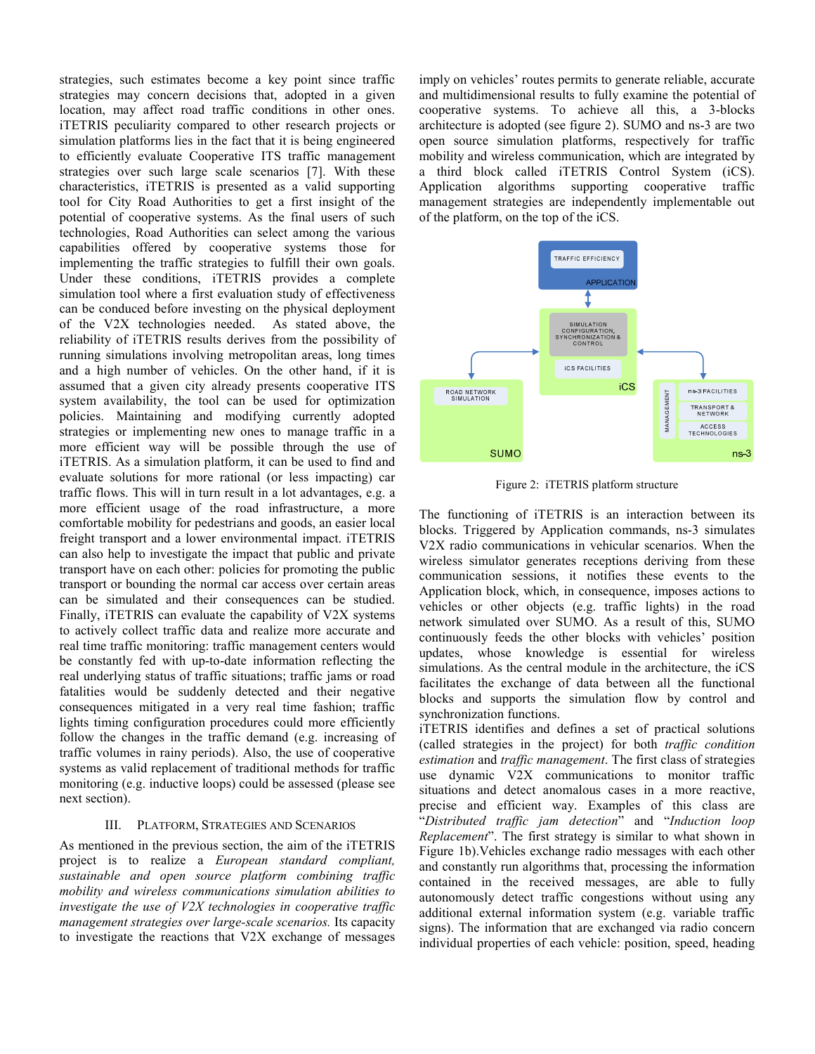strategies, such estimates become a key point since traffic strategies may concern decisions that, adopted in a given location, may affect road traffic conditions in other ones. iTETRIS peculiarity compared to other research projects or simulation platforms lies in the fact that it is being engineered to efficiently evaluate Cooperative ITS traffic management strategies over such large scale scenarios [7]. With these characteristics, iTETRIS is presented as a valid supporting tool for City Road Authorities to get a first insight of the potential of cooperative systems. As the final users of such technologies, Road Authorities can select among the various capabilities offered by cooperative systems those for implementing the traffic strategies to fulfill their own goals. Under these conditions, iTETRIS provides a complete simulation tool where a first evaluation study of effectiveness can be conduced before investing on the physical deployment of the V2X technologies needed. As stated above, the reliability of iTETRIS results derives from the possibility of running simulations involving metropolitan areas, long times and a high number of vehicles. On the other hand, if it is assumed that a given city already presents cooperative ITS system availability, the tool can be used for optimization policies. Maintaining and modifying currently adopted strategies or implementing new ones to manage traffic in a more efficient way will be possible through the use of iTETRIS. As a simulation platform, it can be used to find and evaluate solutions for more rational (or less impacting) car traffic flows. This will in turn result in a lot advantages, e.g. a more efficient usage of the road infrastructure, a more comfortable mobility for pedestrians and goods, an easier local freight transport and a lower environmental impact. iTETRIS can also help to investigate the impact that public and private transport have on each other: policies for promoting the public transport or bounding the normal car access over certain areas can be simulated and their consequences can be studied. Finally, iTETRIS can evaluate the capability of V2X systems to actively collect traffic data and realize more accurate and real time traffic monitoring: traffic management centers would be constantly fed with up-to-date information reflecting the real underlying status of traffic situations; traffic jams or road fatalities would be suddenly detected and their negative consequences mitigated in a very real time fashion; traffic lights timing configuration procedures could more efficiently follow the changes in the traffic demand (e.g. increasing of traffic volumes in rainy periods). Also, the use of cooperative systems as valid replacement of traditional methods for traffic monitoring (e.g. inductive loops) could be assessed (please see next section).

## III. Platform, Strategies and Scenarios

As mentioned in the previous section, the aim of the iTETRIS project is to realize a *European standard compliant, sustainable and open source platform combining traffic mobility and wireless communications simulation abilities to investigate the use of V2X technologies in cooperative traffic management strategies over large-scale scenarios.* Its capacity to investigate the reactions that V2X exchange of messages imply on vehicles' routes permits to generate reliable, accurate and multidimensional results to fully examine the potential of cooperative systems. To achieve all this, a 3-blocks architecture is adopted (see figure 2). SUMO and ns-3 are two open source simulation platforms, respectively for traffic mobility and wireless communication, which are integrated by a third block called iTETRIS Control System (iCS). Application algorithms supporting cooperative traffic management strategies are independently implementable out of the platform, on the top of the iCS.

Figure 2: iTETRIS platform structure

The functioning of iTETRIS is an interaction between its blocks. Triggered by Application commands, ns-3 simulates V2X radio communications in vehicular scenarios. When the wireless simulator generates receptions deriving from these communication sessions, it notifies these events to the Application block, which, in consequence, imposes actions to vehicles or other objects (e.g. traffic lights) in the road network simulated over SUMO. As a result of this, SUMO continuously feeds the other blocks with vehicles' position updates, whose knowledge is essential for wireless simulations. As the central module in the architecture, the iCS facilitates the exchange of data between all the functional blocks and supports the simulation flow by control and synchronization functions.

iTETRIS identifies and defines a set of practical solutions (called strategies in the project) for both *traffic condition estimation* and *traffic management*. The first class of strategies use dynamic V2X communications to monitor traffic situations and detect anomalous cases in a more reactive, precise and efficient way. Examples of this class are "*Distributed traffic jam detection*" and "*Induction loop Replacement*". The first strategy is similar to what shown in Figure 1b).Vehicles exchange radio messages with each other and constantly run algorithms that, processing the information contained in the received messages, are able to fully autonomously detect traffic congestions without using any additional external information system (e.g. variable traffic signs). The information that are exchanged via radio concern individual properties of each vehicle: position, speed, heading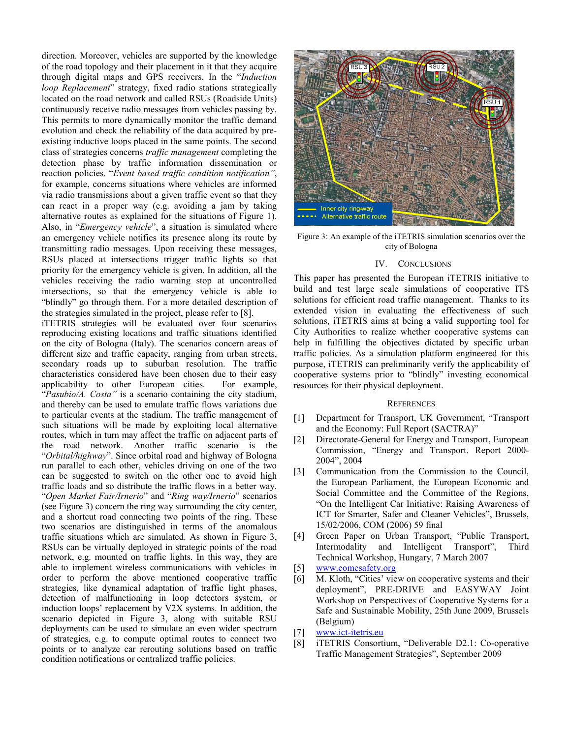direction. Moreover, vehicles are supported by the knowledge of the road topology and their placement in it that they acquire through digital maps and GPS receivers. In the "*Induction loop Replacement*" strategy, fixed radio stations strategically located on the road network and called RSUs (Roadside Units) continuously receive radio messages from vehicles passing by. This permits to more dynamically monitor the traffic demand evolution and check the reliability of the data acquired by pre-existing inductive loops placed in the same points. The second class of strategies concerns *traffic management* completing the detection phase by traffic information dissemination or reaction policies. "*Event based traffic condition notification"*, for example, concerns situations where vehicles are informed via radio transmissions about a given traffic event so that they can react in a proper way (e.g. avoiding a jam by taking alternative routes as explained for the situations of Figure 1). Also, in "*Emergency vehicle*", a situation is simulated where an emergency vehicle notifies its presence along its route by transmitting radio messages. Upon receiving these messages, RSUs placed at intersections trigger traffic lights so that priority for the emergency vehicle is given. In addition, all the vehicles receiving the radio warning stop at uncontrolled intersections, so that the emergency vehicle is able to "blindly" go through them. For a more detailed description of the strategies simulated in the project, please refer to [8].

iTETRIS strategies will be evaluated over four scenarios reproducing existing locations and traffic situations identified on the city of Bologna (Italy). The scenarios concern areas of different size and traffic capacity, ranging from urban streets, secondary roads up to suburban resolution. The traffic characteristics considered have been chosen due to their easy applicability to other European cities. For example, "*Pasubio/A. Costa"* is a scenario containing the city stadium, and thereby can be used to emulate traffic flows variations due to particular events at the stadium. The traffic management of such situations will be made by exploiting local alternative routes, which in turn may affect the traffic on adjacent parts of the road network. Another traffic scenario is the "*Orbital/highway*". Since orbital road and highway of Bologna run parallel to each other, vehicles driving on one of the two can be suggested to switch on the other one to avoid high traffic loads and so distribute the traffic flows in a better way. "*Open Market Fair/Irnerio*" and "*Ring way/Irnerio*" scenarios (see Figure 3) concern the ring way surrounding the city center, and a shortcut road connecting two points of the ring. These two scenarios are distinguished in terms of the anomalous traffic situations which are simulated. As shown in Figure 3, RSUs can be virtually deployed in strategic points of the road network, e.g. mounted on traffic lights. In this way, they are able to implement wireless communications with vehicles in order to perform the above mentioned cooperative traffic strategies, like dynamical adaptation of traffic light phases, detection of malfunctioning in loop detectors system, or induction loops' replacement by V2X systems. In addition, the scenario depicted in Figure 3, along with suitable RSU deployments can be used to simulate an even wider spectrum of strategies, e.g. to compute optimal routes to connect two points or to analyze car rerouting solutions based on traffic condition notifications or centralized traffic policies.

RSU 3
RSU 2
RSU 1
Inner city ring-way
Alternative traffic route

Figure 3: An example of the iTETRIS simulation scenarios over the city of Bologna

## IV. Conclusions

This paper has presented the European iTETRIS initiative to build and test large scale simulations of cooperative ITS solutions for efficient road traffic management. Thanks to its extended vision in evaluating the effectiveness of such solutions, iTETRIS aims at being a valid supporting tool for City Authorities to realize whether cooperative systems can help in fulfilling the objectives dictated by specific urban traffic policies. As a simulation platform engineered for this purpose, iTETRIS can preliminarily verify the applicability of cooperative systems prior to "blindly" investing economical resources for their physical deployment.

## References

[1] Department for Transport, UK Government, "Transport and the Economy: Full Report (SACTRA)"

[2] Directorate-General for Energy and Transport, European Commission, "Energy and Transport. Report 2000-2004", 2004

[3] Communication from the Commission to the Council, the European Parliament, the European Economic and Social Committee and the Committee of the Regions, "On the Intelligent Car Initiative: Raising Awareness of ICT for Smarter, Safer and Cleaner Vehicles", Brussels, 15/02/2006, COM (2006) 59 final

[4] Green Paper on Urban Transport, "Public Transport, Intermodality and Intelligent Transport", Third Technical Workshop, Hungary, 7 March 2007

[5] www.comesafety.org

[6] M. Kloth, "Cities' view on cooperative systems and their deployment", PRE-DRIVE and EASYWAY Joint Workshop on Perspectives of Cooperative Systems for a Safe and Sustainable Mobility, 25th June 2009, Brussels (Belgium)

[7] www.ict-itetris.eu

[8] iTETRIS Consortium, "Deliverable D2.1: Co-operative Traffic Management Strategies", September 2009